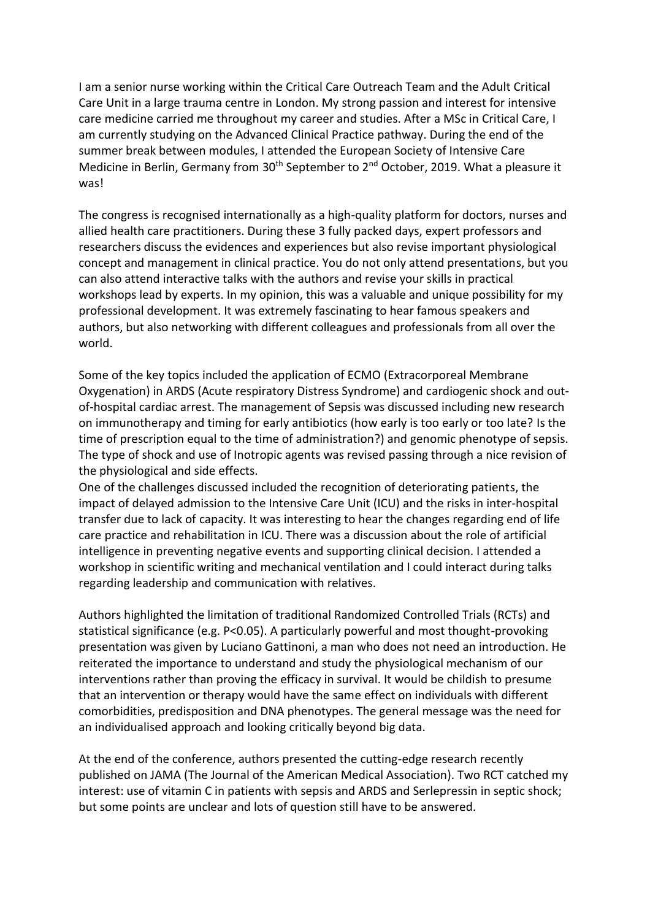I am a senior nurse working within the Critical Care Outreach Team and the Adult Critical Care Unit in a large trauma centre in London. My strong passion and interest for intensive care medicine carried me throughout my career and studies. After a MSc in Critical Care, I am currently studying on the Advanced Clinical Practice pathway. During the end of the summer break between modules, I attended the European Society of Intensive Care Medicine in Berlin, Germany from 30th September to 2nd October, 2019. What a pleasure it was!

The congress is recognised internationally as a high-quality platform for doctors, nurses and allied health care practitioners. During these 3 fully packed days, expert professors and researchers discuss the evidences and experiences but also revise important physiological concept and management in clinical practice. You do not only attend presentations, but you can also attend interactive talks with the authors and revise your skills in practical workshops lead by experts. In my opinion, this was a valuable and unique possibility for my professional development. It was extremely fascinating to hear famous speakers and authors, but also networking with different colleagues and professionals from all over the world.

Some of the key topics included the application of ECMO (Extracorporeal Membrane Oxygenation) in ARDS (Acute respiratory Distress Syndrome) and cardiogenic shock and out-of-hospital cardiac arrest. The management of Sepsis was discussed including new research on immunotherapy and timing for early antibiotics (how early is too early or too late? Is the time of prescription equal to the time of administration?) and genomic phenotype of sepsis. The type of shock and use of Inotropic agents was revised passing through a nice revision of the physiological and side effects.
One of the challenges discussed included the recognition of deteriorating patients, the impact of delayed admission to the Intensive Care Unit (ICU) and the risks in inter-hospital transfer due to lack of capacity. It was interesting to hear the changes regarding end of life care practice and rehabilitation in ICU. There was a discussion about the role of artificial intelligence in preventing negative events and supporting clinical decision. I attended a workshop in scientific writing and mechanical ventilation and I could interact during talks regarding leadership and communication with relatives.

Authors highlighted the limitation of traditional Randomized Controlled Trials (RCTs) and statistical significance (e.g. $P<0.05$). A particularly powerful and most thought-provoking presentation was given by Luciano Gattinoni, a man who does not need an introduction. He reiterated the importance to understand and study the physiological mechanism of our interventions rather than proving the efficacy in survival. It would be childish to presume that an intervention or therapy would have the same effect on individuals with different comorbidities, predisposition and DNA phenotypes. The general message was the need for an individualised approach and looking critically beyond big data.

At the end of the conference, authors presented the cutting-edge research recently published on JAMA (The Journal of the American Medical Association). Two RCT catched my interest: use of vitamin C in patients with sepsis and ARDS and Serlepressin in septic shock; but some points are unclear and lots of question still have to be answered.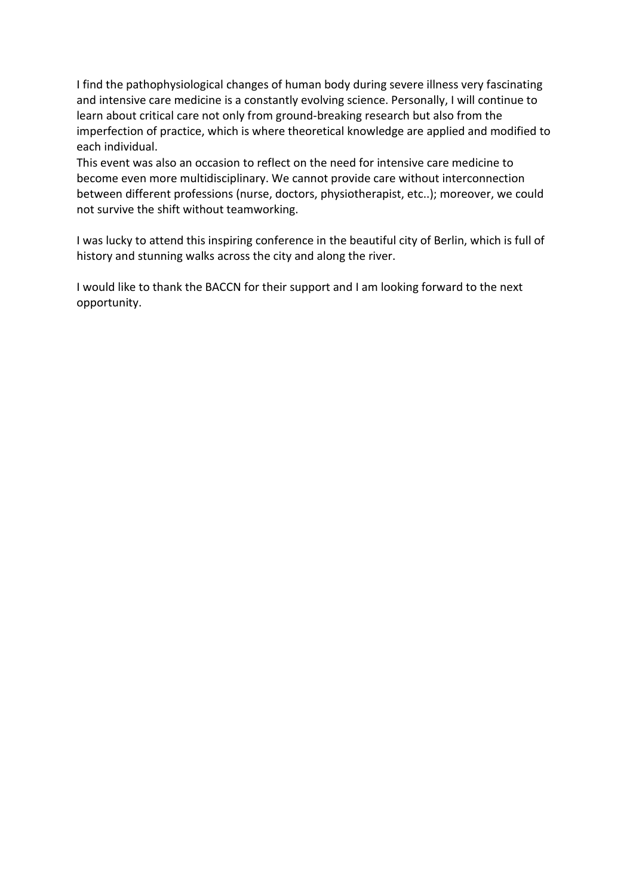I find the pathophysiological changes of human body during severe illness very fascinating and intensive care medicine is a constantly evolving science. Personally, I will continue to learn about critical care not only from ground-breaking research but also from the imperfection of practice, which is where theoretical knowledge are applied and modified to each individual.
This event was also an occasion to reflect on the need for intensive care medicine to become even more multidisciplinary. We cannot provide care without interconnection between different professions (nurse, doctors, physiotherapist, etc..); moreover, we could not survive the shift without teamworking.

I was lucky to attend this inspiring conference in the beautiful city of Berlin, which is full of history and stunning walks across the city and along the river.

I would like to thank the BACCN for their support and I am looking forward to the next opportunity.